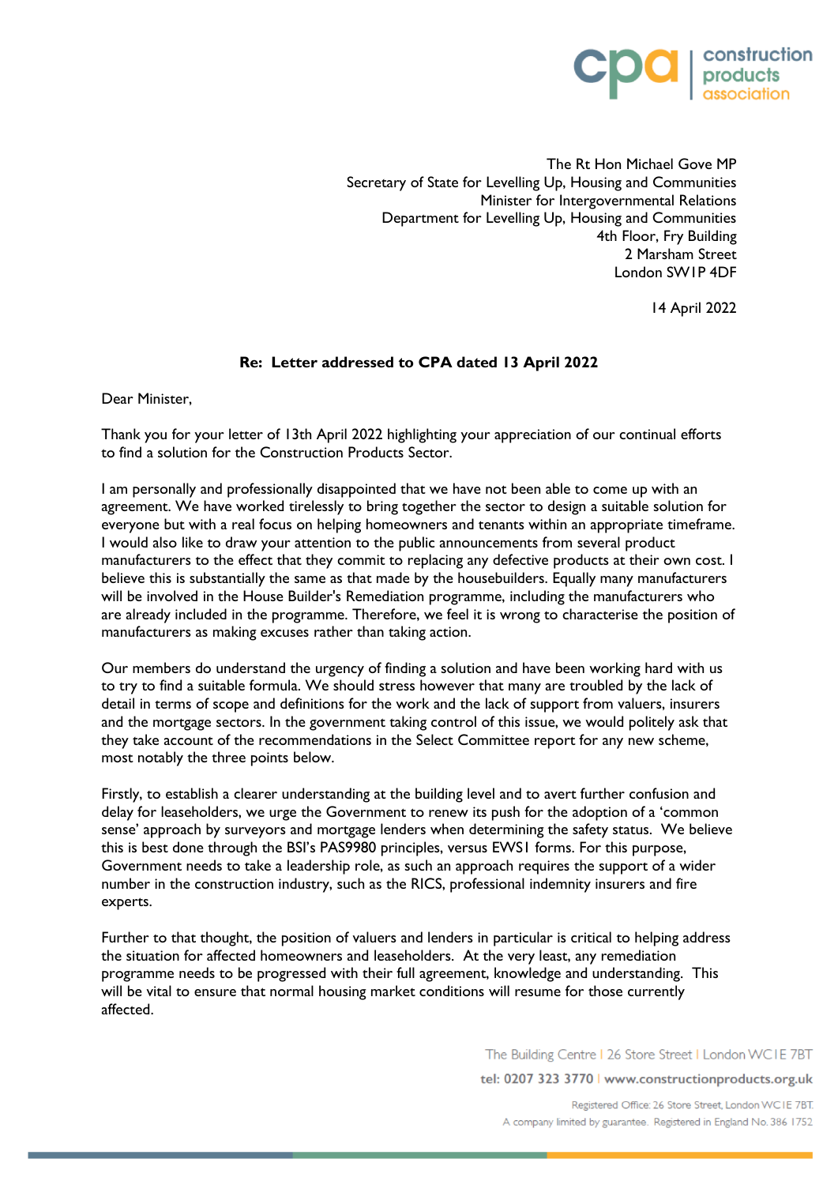construction products association

The Rt Hon Michael Gove MP
Secretary of State for Levelling Up, Housing and Communities
Minister for Intergovernmental Relations
Department for Levelling Up, Housing and Communities
4th Floor, Fry Building
2 Marsham Street
London SW1P 4DF

14 April 2022

**Re: Letter addressed to CPA dated 13 April 2022**

Dear Minister,

Thank you for your letter of 13th April 2022 highlighting your appreciation of our continual efforts to find a solution for the Construction Products Sector.

I am personally and professionally disappointed that we have not been able to come up with an agreement. We have worked tirelessly to bring together the sector to design a suitable solution for everyone but with a real focus on helping homeowners and tenants within an appropriate timeframe. I would also like to draw your attention to the public announcements from several product manufacturers to the effect that they commit to replacing any defective products at their own cost. I believe this is substantially the same as that made by the housebuilders. Equally many manufacturers will be involved in the House Builder's Remediation programme, including the manufacturers who are already included in the programme. Therefore, we feel it is wrong to characterise the position of manufacturers as making excuses rather than taking action.

Our members do understand the urgency of finding a solution and have been working hard with us to try to find a suitable formula. We should stress however that many are troubled by the lack of detail in terms of scope and definitions for the work and the lack of support from valuers, insurers and the mortgage sectors. In the government taking control of this issue, we would politely ask that they take account of the recommendations in the Select Committee report for any new scheme, most notably the three points below.

Firstly, to establish a clearer understanding at the building level and to avert further confusion and delay for leaseholders, we urge the Government to renew its push for the adoption of a 'common sense' approach by surveyors and mortgage lenders when determining the safety status. We believe this is best done through the BSI's PAS9980 principles, versus EWS1 forms. For this purpose, Government needs to take a leadership role, as such an approach requires the support of a wider number in the construction industry, such as the RICS, professional indemnity insurers and fire experts.

Further to that thought, the position of valuers and lenders in particular is critical to helping address the situation for affected homeowners and leaseholders. At the very least, any remediation programme needs to be progressed with their full agreement, knowledge and understanding. This will be vital to ensure that normal housing market conditions will resume for those currently affected.

The Building Centre | 26 Store Street | London WC1E 7BT
tel: 0207 323 3770 | www.constructionproducts.org.uk

Registered Office: 26 Store Street, London WC1E 7BT.
A company limited by guarantee. Registered in England No. 386 1752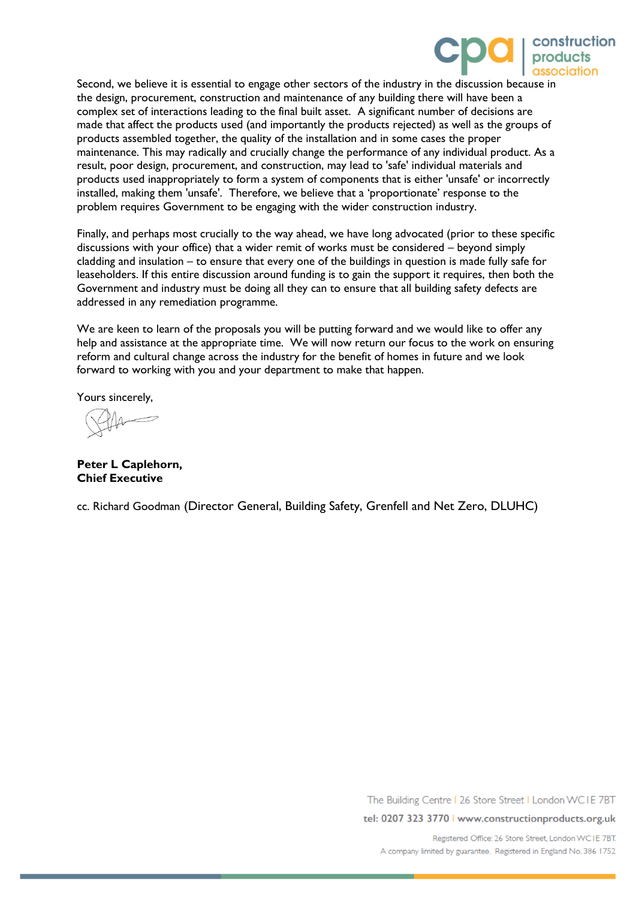Second, we believe it is essential to engage other sectors of the industry in the discussion because in the design, procurement, construction and maintenance of any building there will have been a complex set of interactions leading to the final built asset. A significant number of decisions are made that affect the products used (and importantly the products rejected) as well as the groups of products assembled together, the quality of the installation and in some cases the proper maintenance. This may radically and crucially change the performance of any individual product. As a result, poor design, procurement, and construction, may lead to 'safe' individual materials and products used inappropriately to form a system of components that is either 'unsafe' or incorrectly installed, making them 'unsafe'. Therefore, we believe that a 'proportionate' response to the problem requires Government to be engaging with the wider construction industry.

Finally, and perhaps most crucially to the way ahead, we have long advocated (prior to these specific discussions with your office) that a wider remit of works must be considered – beyond simply cladding and insulation – to ensure that every one of the buildings in question is made fully safe for leaseholders. If this entire discussion around funding is to gain the support it requires, then both the Government and industry must be doing all they can to ensure that all building safety defects are addressed in any remediation programme.

We are keen to learn of the proposals you will be putting forward and we would like to offer any help and assistance at the appropriate time. We will now return our focus to the work on ensuring reform and cultural change across the industry for the benefit of homes in future and we look forward to working with you and your department to make that happen.

Yours sincerely,

**Peter L Caplehorn,**
**Chief Executive**

cc. Richard Goodman (Director General, Building Safety, Grenfell and Net Zero, DLUHC)

The Building Centre | 26 Store Street | London WC1E 7BT
tel: 0207 323 3770 | www.constructionproducts.org.uk

Registered Office: 26 Store Street, London WC1E 7BT.
A company limited by guarantee. Registered in England No. 386 1752